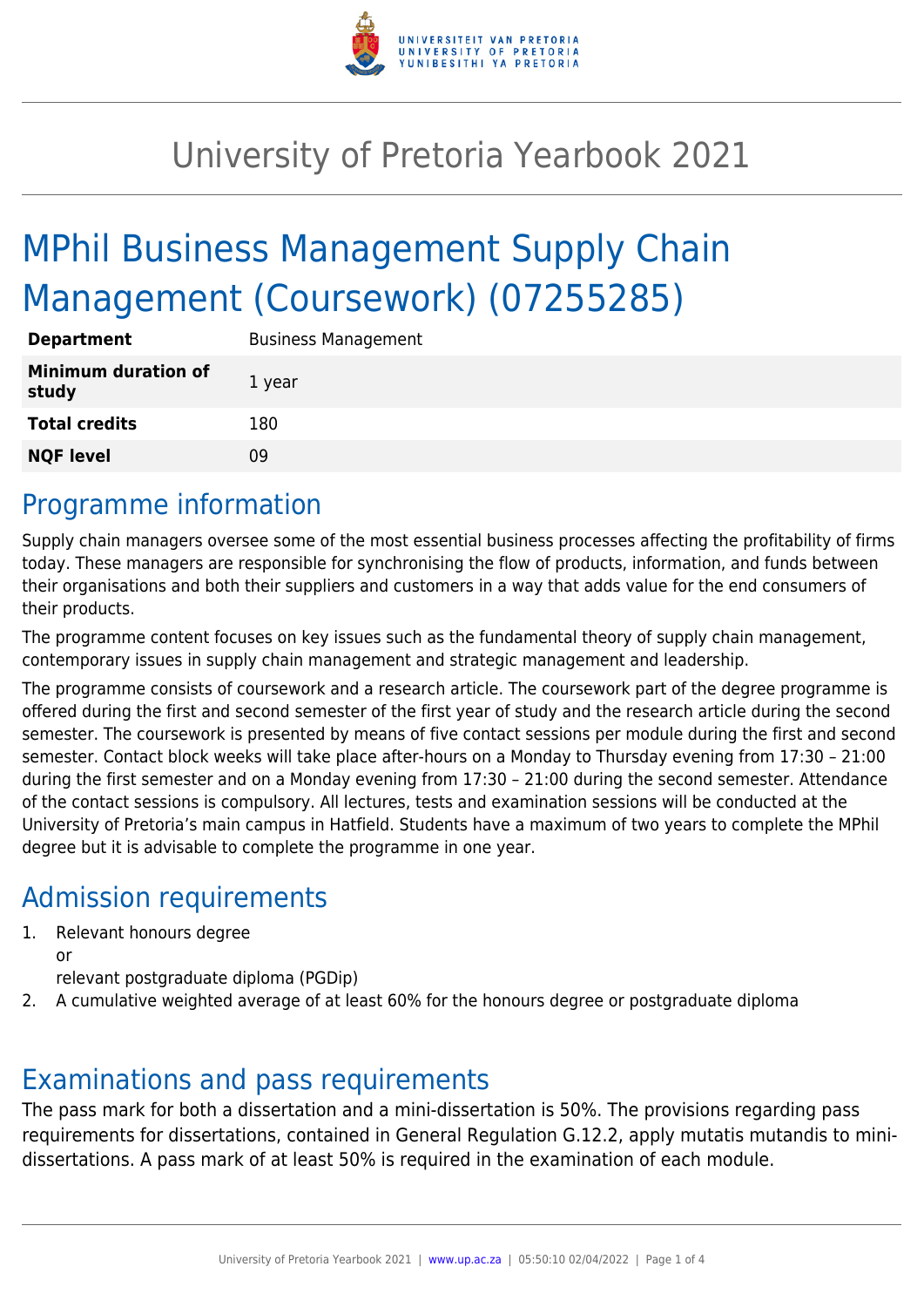# University of Pretoria Yearbook 2021

# MPhil Business Management Supply Chain Management (Coursework) (07255285)

| | |
|---|---|
| **Department** | Business Management |
| **Minimum duration of study** | 1 year |
| **Total credits** | 180 |
| **NQF level** | 09 |

## Programme information

Supply chain managers oversee some of the most essential business processes affecting the profitability of firms today. These managers are responsible for synchronising the flow of products, information, and funds between their organisations and both their suppliers and customers in a way that adds value for the end consumers of their products.

The programme content focuses on key issues such as the fundamental theory of supply chain management, contemporary issues in supply chain management and strategic management and leadership.

The programme consists of coursework and a research article. The coursework part of the degree programme is offered during the first and second semester of the first year of study and the research article during the second semester. The coursework is presented by means of five contact sessions per module during the first and second semester. Contact block weeks will take place after-hours on a Monday to Thursday evening from 17:30 – 21:00 during the first semester and on a Monday evening from 17:30 – 21:00 during the second semester. Attendance of the contact sessions is compulsory. All lectures, tests and examination sessions will be conducted at the University of Pretoria's main campus in Hatfield. Students have a maximum of two years to complete the MPhil degree but it is advisable to complete the programme in one year.

## Admission requirements

1. Relevant honours degree
   or
   relevant postgraduate diploma (PGDip)
2. A cumulative weighted average of at least 60% for the honours degree or postgraduate diploma

## Examinations and pass requirements

The pass mark for both a dissertation and a mini-dissertation is 50%. The provisions regarding pass requirements for dissertations, contained in General Regulation G.12.2, apply mutatis mutandis to mini-dissertations. A pass mark of at least 50% is required in the examination of each module.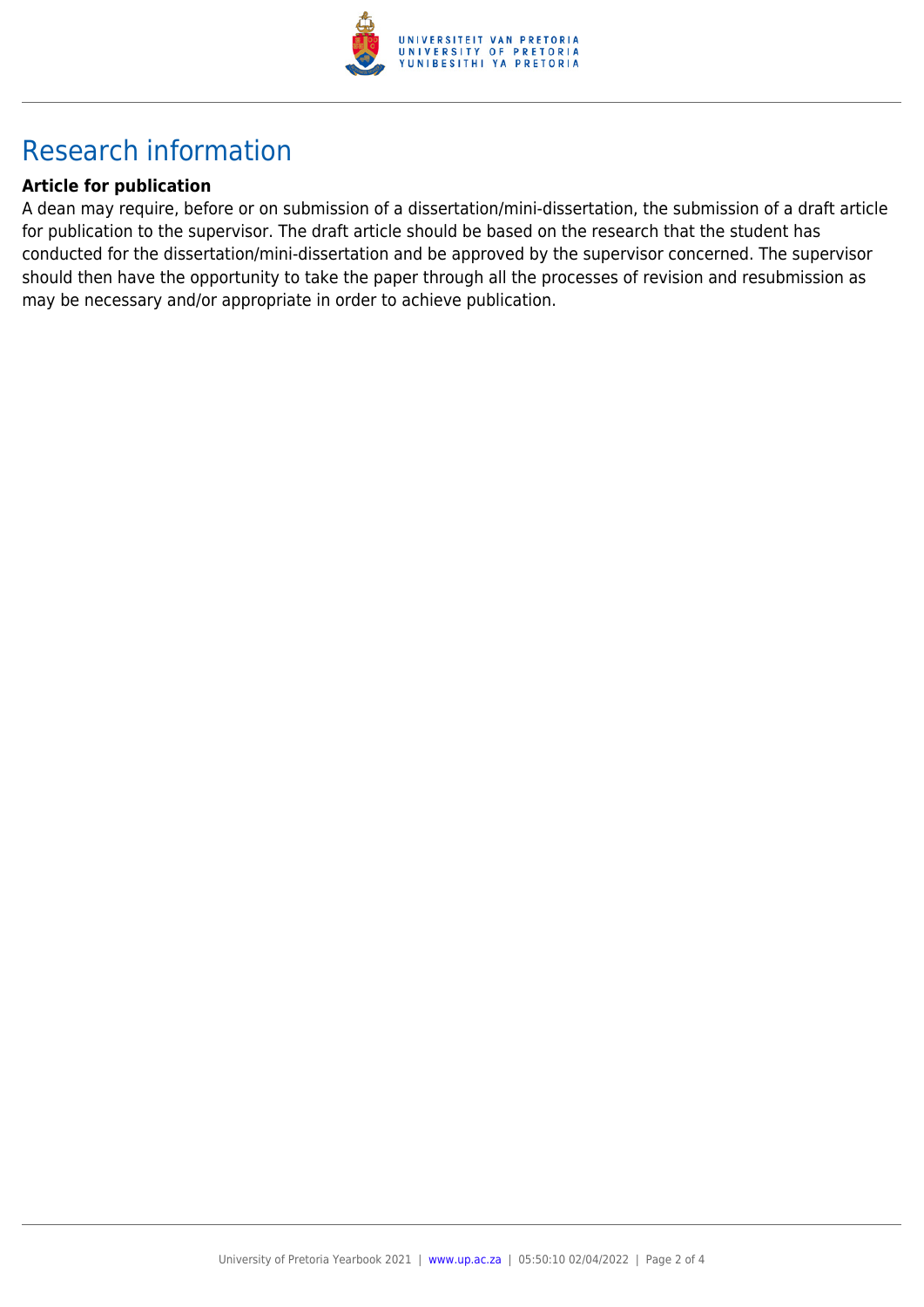# Research information

**Article for publication**

A dean may require, before or on submission of a dissertation/mini-dissertation, the submission of a draft article for publication to the supervisor. The draft article should be based on the research that the student has conducted for the dissertation/mini-dissertation and be approved by the supervisor concerned. The supervisor should then have the opportunity to take the paper through all the processes of revision and resubmission as may be necessary and/or appropriate in order to achieve publication.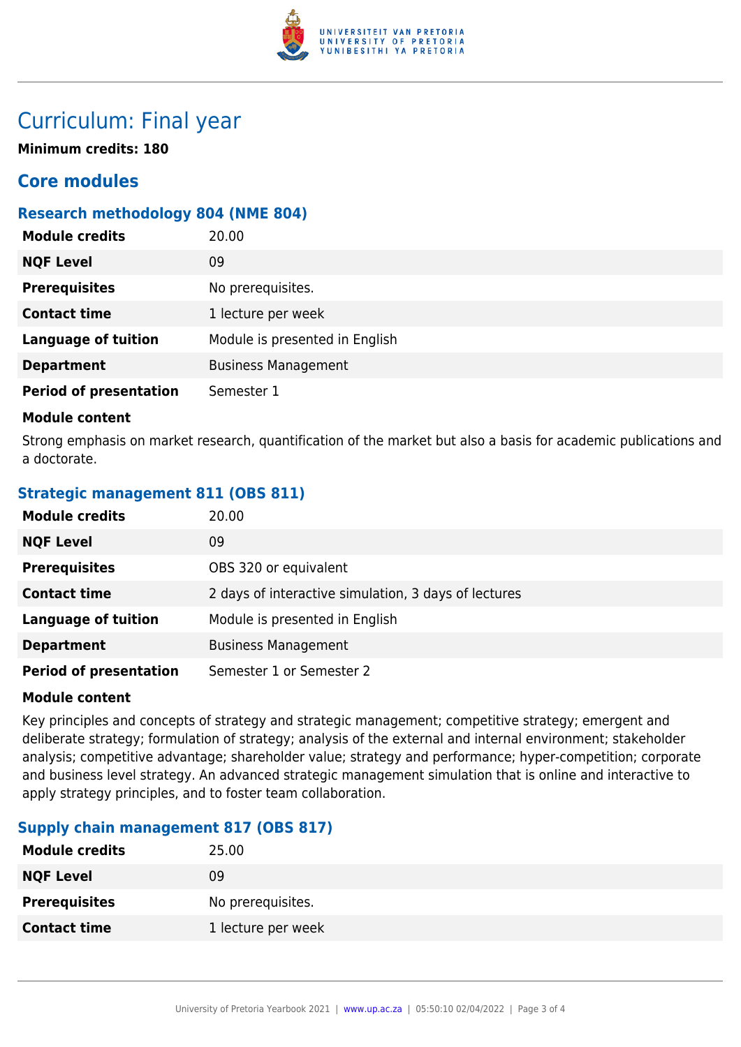# Curriculum: Final year

**Minimum credits: 180**

## Core modules

### Research methodology 804 (NME 804)

| | |
|---|---|
| **Module credits** | 20.00 |
| **NQF Level** | 09 |
| **Prerequisites** | No prerequisites. |
| **Contact time** | 1 lecture per week |
| **Language of tuition** | Module is presented in English |
| **Department** | Business Management |
| **Period of presentation** | Semester 1 |

**Module content**

Strong emphasis on market research, quantification of the market but also a basis for academic publications and a doctorate.

### Strategic management 811 (OBS 811)

| | |
|---|---|
| **Module credits** | 20.00 |
| **NQF Level** | 09 |
| **Prerequisites** | OBS 320 or equivalent |
| **Contact time** | 2 days of interactive simulation, 3 days of lectures |
| **Language of tuition** | Module is presented in English |
| **Department** | Business Management |
| **Period of presentation** | Semester 1 or Semester 2 |

**Module content**

Key principles and concepts of strategy and strategic management; competitive strategy; emergent and deliberate strategy; formulation of strategy; analysis of the external and internal environment; stakeholder analysis; competitive advantage; shareholder value; strategy and performance; hyper-competition; corporate and business level strategy. An advanced strategic management simulation that is online and interactive to apply strategy principles, and to foster team collaboration.

### Supply chain management 817 (OBS 817)

| | |
|---|---|
| **Module credits** | 25.00 |
| **NQF Level** | 09 |
| **Prerequisites** | No prerequisites. |
| **Contact time** | 1 lecture per week |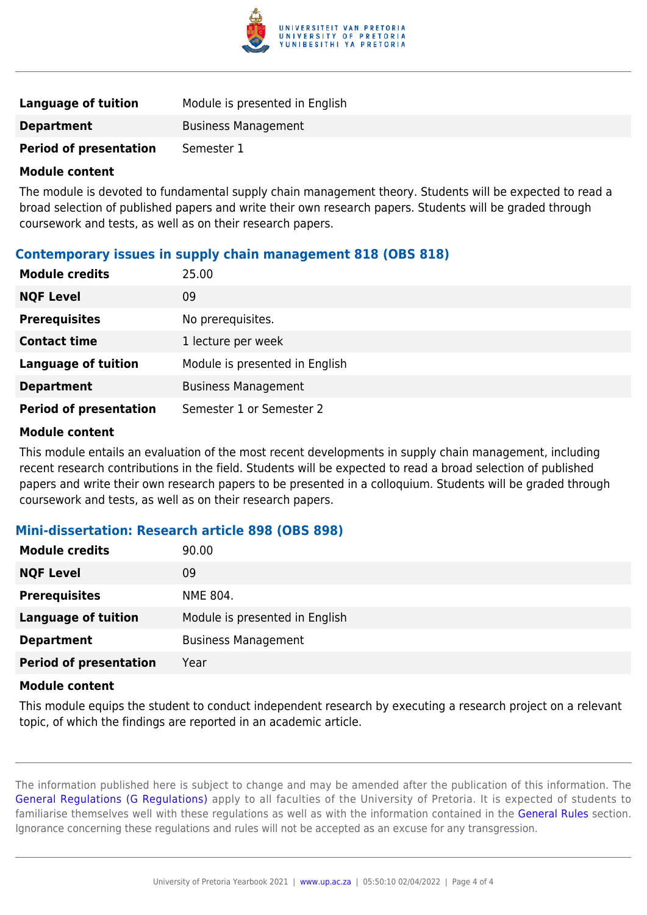| | |
|---|---|
| **Language of tuition** | Module is presented in English |
| **Department** | Business Management |
| **Period of presentation** | Semester 1 |

**Module content**

The module is devoted to fundamental supply chain management theory. Students will be expected to read a broad selection of published papers and write their own research papers. Students will be graded through coursework and tests, as well as on their research papers.

### Contemporary issues in supply chain management 818 (OBS 818)

| | |
|---|---|
| **Module credits** | 25.00 |
| **NQF Level** | 09 |
| **Prerequisites** | No prerequisites. |
| **Contact time** | 1 lecture per week |
| **Language of tuition** | Module is presented in English |
| **Department** | Business Management |
| **Period of presentation** | Semester 1 or Semester 2 |

**Module content**

This module entails an evaluation of the most recent developments in supply chain management, including recent research contributions in the field. Students will be expected to read a broad selection of published papers and write their own research papers to be presented in a colloquium. Students will be graded through coursework and tests, as well as on their research papers.

### Mini-dissertation: Research article 898 (OBS 898)

| | |
|---|---|
| **Module credits** | 90.00 |
| **NQF Level** | 09 |
| **Prerequisites** | NME 804. |
| **Language of tuition** | Module is presented in English |
| **Department** | Business Management |
| **Period of presentation** | Year |

**Module content**

This module equips the student to conduct independent research by executing a research project on a relevant topic, of which the findings are reported in an academic article.

The information published here is subject to change and may be amended after the publication of this information. The General Regulations (G Regulations) apply to all faculties of the University of Pretoria. It is expected of students to familiarise themselves well with these regulations as well as with the information contained in the General Rules section. Ignorance concerning these regulations and rules will not be accepted as an excuse for any transgression.